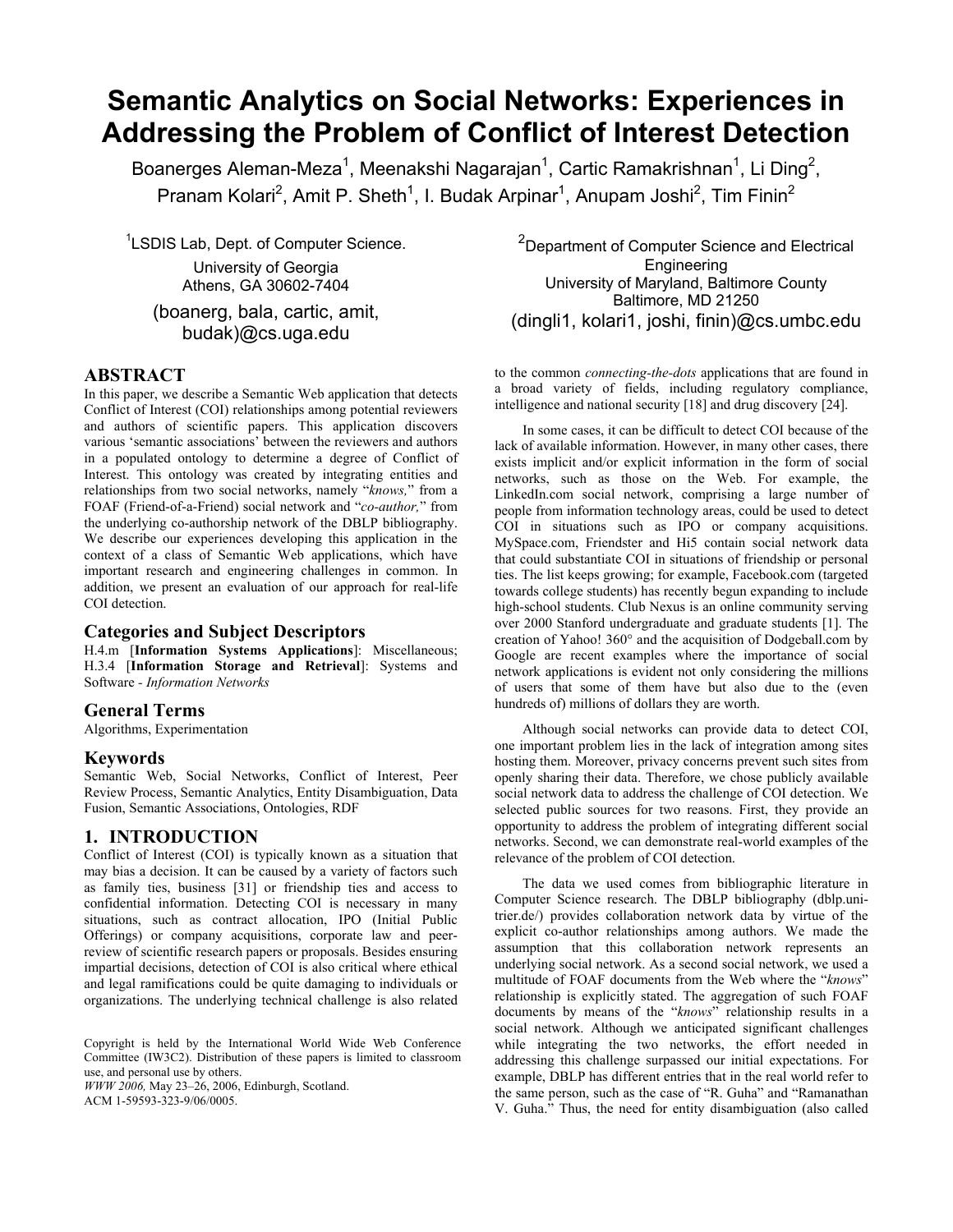# Semantic Analytics on Social Networks: Experiences in Addressing the Problem of Conflict of Interest Detection

Boanerges Aleman-Meza[1], Meenakshi Nagarajan[1], Cartic Ramakrishnan[1], Li Ding[2], Pranam Kolari[2], Amit P. Sheth[1], I. Budak Arpinar[1], Anupam Joshi[2], Tim Finin[2]

[1]LSDIS Lab, Dept. of Computer Science.
University of Georgia
Athens, GA 30602-7404
(boanerg, bala, cartic, amit, budak)@cs.uga.edu

[2]Department of Computer Science and Electrical Engineering
University of Maryland, Baltimore County
Baltimore, MD 21250
(dingli1, kolari1, joshi, finin)@cs.umbc.edu

## ABSTRACT

In this paper, we describe a Semantic Web application that detects Conflict of Interest (COI) relationships among potential reviewers and authors of scientific papers. This application discovers various 'semantic associations' between the reviewers and authors in a populated ontology to determine a degree of Conflict of Interest. This ontology was created by integrating entities and relationships from two social networks, namely "*knows,*" from a FOAF (Friend-of-a-Friend) social network and "*co-author,*" from the underlying co-authorship network of the DBLP bibliography. We describe our experiences developing this application in the context of a class of Semantic Web applications, which have important research and engineering challenges in common. In addition, we present an evaluation of our approach for real-life COI detection.

### Categories and Subject Descriptors

H.4.m [**Information Systems Applications**]: Miscellaneous; H.3.4 [**Information Storage and Retrieval**]: Systems and Software - *Information Networks*

### General Terms

Algorithms, Experimentation

### Keywords

Semantic Web, Social Networks, Conflict of Interest, Peer Review Process, Semantic Analytics, Entity Disambiguation, Data Fusion, Semantic Associations, Ontologies, RDF

## 1. INTRODUCTION

Conflict of Interest (COI) is typically known as a situation that may bias a decision. It can be caused by a variety of factors such as family ties, business [31] or friendship ties and access to confidential information. Detecting COI is necessary in many situations, such as contract allocation, IPO (Initial Public Offerings) or company acquisitions, corporate law and peer-review of scientific research papers or proposals. Besides ensuring impartial decisions, detection of COI is also critical where ethical and legal ramifications could be quite damaging to individuals or organizations. The underlying technical challenge is also related to the common *connecting-the-dots* applications that are found in a broad variety of fields, including regulatory compliance, intelligence and national security [18] and drug discovery [24].

In some cases, it can be difficult to detect COI because of the lack of available information. However, in many other cases, there exists implicit and/or explicit information in the form of social networks, such as those on the Web. For example, the LinkedIn.com social network, comprising a large number of people from information technology areas, could be used to detect COI in situations such as IPO or company acquisitions. MySpace.com, Friendster and Hi5 contain social network data that could substantiate COI in situations of friendship or personal ties. The list keeps growing; for example, Facebook.com (targeted towards college students) has recently begun expanding to include high-school students. Club Nexus is an online community serving over 2000 Stanford undergraduate and graduate students [1]. The creation of Yahoo! 360° and the acquisition of Dodgeball.com by Google are recent examples where the importance of social network applications is evident not only considering the millions of users that some of them have but also due to the (even hundreds of) millions of dollars they are worth.

Although social networks can provide data to detect COI, one important problem lies in the lack of integration among sites hosting them. Moreover, privacy concerns prevent such sites from openly sharing their data. Therefore, we chose publicly available social network data to address the challenge of COI detection. We selected public sources for two reasons. First, they provide an opportunity to address the problem of integrating different social networks. Second, we can demonstrate real-world examples of the relevance of the problem of COI detection.

The data we used comes from bibliographic literature in Computer Science research. The DBLP bibliography (dblp.uni-trier.de/) provides collaboration network data by virtue of the explicit co-author relationships among authors. We made the assumption that this collaboration network represents an underlying social network. As a second social network, we used a multitude of FOAF documents from the Web where the "*knows*" relationship is explicitly stated. The aggregation of such FOAF documents by means of the "*knows*" relationship results in a social network. Although we anticipated significant challenges while integrating the two networks, the effort needed in addressing this challenge surpassed our initial expectations. For example, DBLP has different entries that in the real world refer to the same person, such as the case of "R. Guha" and "Ramanathan V. Guha." Thus, the need for entity disambiguation (also called

Copyright is held by the International World Wide Web Conference Committee (IW3C2). Distribution of these papers is limited to classroom use, and personal use by others.
*WWW 2006,* May 23–26, 2006, Edinburgh, Scotland.
ACM 1-59593-323-9/06/0005.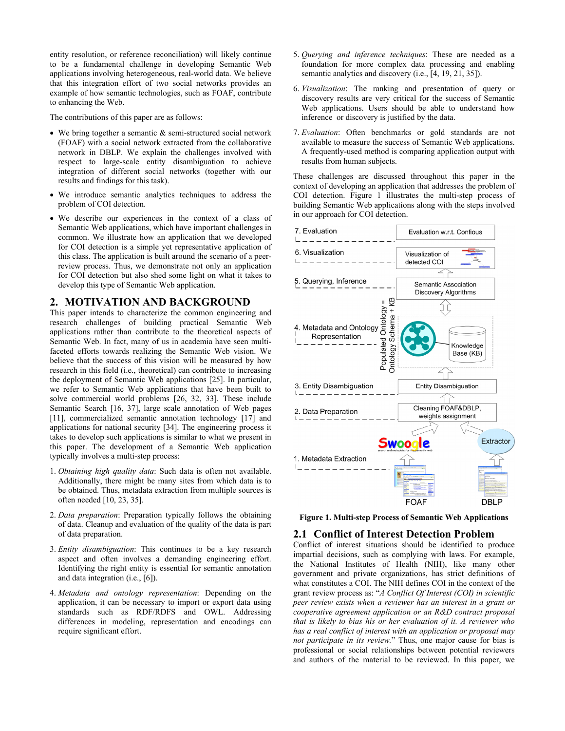entity resolution, or reference reconciliation) will likely continue to be a fundamental challenge in developing Semantic Web applications involving heterogeneous, real-world data. We believe that this integration effort of two social networks provides an example of how semantic technologies, such as FOAF, contribute to enhancing the Web.

The contributions of this paper are as follows:

- We bring together a semantic & semi-structured social network (FOAF) with a social network extracted from the collaborative network in DBLP. We explain the challenges involved with respect to large-scale entity disambiguation to achieve integration of different social networks (together with our results and findings for this task).
- We introduce semantic analytics techniques to address the problem of COI detection.
- We describe our experiences in the context of a class of Semantic Web applications, which have important challenges in common. We illustrate how an application that we developed for COI detection is a simple yet representative application of this class. The application is built around the scenario of a peer-review process. Thus, we demonstrate not only an application for COI detection but also shed some light on what it takes to develop this type of Semantic Web application.

## 2. MOTIVATION AND BACKGROUND

This paper intends to characterize the common engineering and research challenges of building practical Semantic Web applications rather than contribute to the theoretical aspects of Semantic Web. In fact, many of us in academia have seen multi-faceted efforts towards realizing the Semantic Web vision. We believe that the success of this vision will be measured by how research in this field (i.e., theoretical) can contribute to increasing the deployment of Semantic Web applications [25]. In particular, we refer to Semantic Web applications that have been built to solve commercial world problems [26, 32, 33]. These include Semantic Search [16, 37], large scale annotation of Web pages [11], commercialized semantic annotation technology [17] and applications for national security [34]. The engineering process it takes to develop such applications is similar to what we present in this paper. The development of a Semantic Web application typically involves a multi-step process:

1. *Obtaining high quality data*: Such data is often not available. Additionally, there might be many sites from which data is to be obtained. Thus, metadata extraction from multiple sources is often needed [10, 23, 35].
2. *Data preparation*: Preparation typically follows the obtaining of data. Cleanup and evaluation of the quality of the data is part of data preparation.
3. *Entity disambiguation*: This continues to be a key research aspect and often involves a demanding engineering effort. Identifying the right entity is essential for semantic annotation and data integration (i.e., [6]).
4. *Metadata and ontology representation*: Depending on the application, it can be necessary to import or export data using standards such as RDF/RDFS and OWL. Addressing differences in modeling, representation and encodings can require significant effort.
5. *Querying and inference techniques*: These are needed as a foundation for more complex data processing and enabling semantic analytics and discovery (i.e., [4, 19, 21, 35]).
6. *Visualization*: The ranking and presentation of query or discovery results are very critical for the success of Semantic Web applications. Users should be able to understand how inference or discovery is justified by the data.
7. *Evaluation*: Often benchmarks or gold standards are not available to measure the success of Semantic Web applications. A frequently-used method is comparing application output with results from human subjects.

These challenges are discussed throughout this paper in the context of developing an application that addresses the problem of COI detection. Figure 1 illustrates the multi-step process of building Semantic Web applications along with the steps involved in our approach for COI detection.

**Figure 1. Multi-step Process of Semantic Web Applications**

### 2.1 Conflict of Interest Detection Problem

Conflict of interest situations should be identified to produce impartial decisions, such as complying with laws. For example, the National Institutes of Health (NIH), like many other government and private organizations, has strict definitions of what constitutes a COI. The NIH defines COI in the context of the grant review process as: "*A Conflict Of Interest (COI) in scientific peer review exists when a reviewer has an interest in a grant or cooperative agreement application or an R&D contract proposal that is likely to bias his or her evaluation of it. A reviewer who has a real conflict of interest with an application or proposal may not participate in its review.*" Thus, one major cause for bias is professional or social relationships between potential reviewers and authors of the material to be reviewed. In this paper, we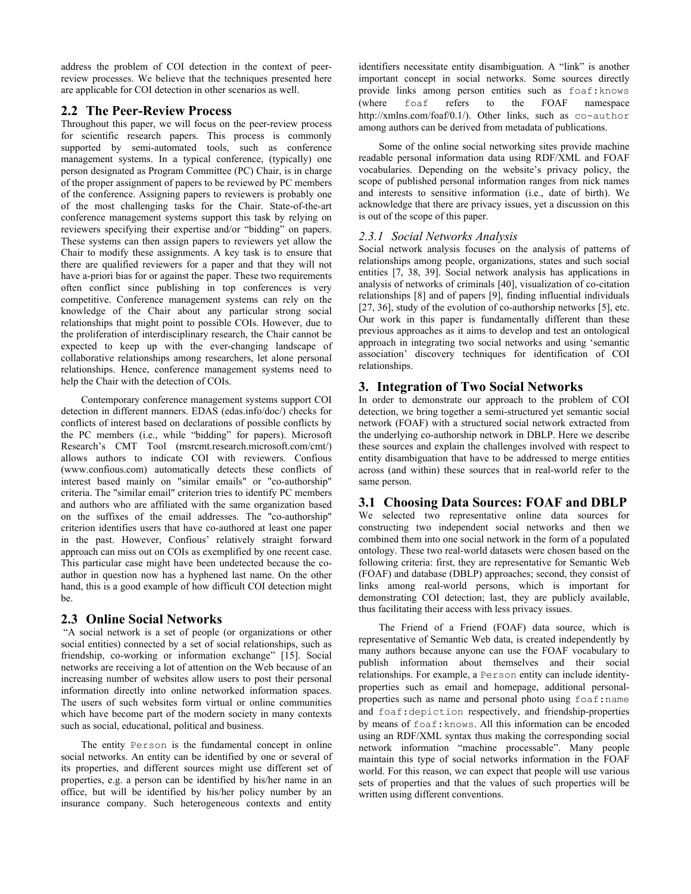address the problem of COI detection in the context of peer-review processes. We believe that the techniques presented here are applicable for COI detection in other scenarios as well.

## 2.2 The Peer-Review Process

Throughout this paper, we will focus on the peer-review process for scientific research papers. This process is commonly supported by semi-automated tools, such as conference management systems. In a typical conference, (typically) one person designated as Program Committee (PC) Chair, is in charge of the proper assignment of papers to be reviewed by PC members of the conference. Assigning papers to reviewers is probably one of the most challenging tasks for the Chair. State-of-the-art conference management systems support this task by relying on reviewers specifying their expertise and/or "bidding" on papers. These systems can then assign papers to reviewers yet allow the Chair to modify these assignments. A key task is to ensure that there are qualified reviewers for a paper and that they will not have a-priori bias for or against the paper. These two requirements often conflict since publishing in top conferences is very competitive. Conference management systems can rely on the knowledge of the Chair about any particular strong social relationships that might point to possible COIs. However, due to the proliferation of interdisciplinary research, the Chair cannot be expected to keep up with the ever-changing landscape of collaborative relationships among researchers, let alone personal relationships. Hence, conference management systems need to help the Chair with the detection of COIs.

Contemporary conference management systems support COI detection in different manners. EDAS (edas.info/doc/) checks for conflicts of interest based on declarations of possible conflicts by the PC members (i.e., while "bidding" for papers). Microsoft Research's CMT Tool (msrcmt.research.microsoft.com/cmt/) allows authors to indicate COI with reviewers. Confious (www.confious.com) automatically detects these conflicts of interest based mainly on "similar emails" or "co-authorship" criteria. The "similar email" criterion tries to identify PC members and authors who are affiliated with the same organization based on the suffixes of the email addresses. The "co-authorship" criterion identifies users that have co-authored at least one paper in the past. However, Confious' relatively straight forward approach can miss out on COIs as exemplified by one recent case. This particular case might have been undetected because the co-author in question now has a hyphened last name. On the other hand, this is a good example of how difficult COI detection might be.

## 2.3 Online Social Networks

"A social network is a set of people (or organizations or other social entities) connected by a set of social relationships, such as friendship, co-working or information exchange" [15]. Social networks are receiving a lot of attention on the Web because of an increasing number of websites allow users to post their personal information directly into online networked information spaces. The users of such websites form virtual or online communities which have become part of the modern society in many contexts such as social, educational, political and business.

The entity `Person` is the fundamental concept in online social networks. An entity can be identified by one or several of its properties, and different sources might use different set of properties, e.g. a person can be identified by his/her name in an office, but will be identified by his/her policy number by an insurance company. Such heterogeneous contexts and entity identifiers necessitate entity disambiguation. A "link" is another important concept in social networks. Some sources directly provide links among person entities such as `foaf:knows` (where `foaf` refers to the FOAF namespace http://xmlns.com/foaf/0.1/). Other links, such as `co-author` among authors can be derived from metadata of publications.

Some of the online social networking sites provide machine readable personal information data using RDF/XML and FOAF vocabularies. Depending on the website's privacy policy, the scope of published personal information ranges from nick names and interests to sensitive information (i.e., date of birth). We acknowledge that there are privacy issues, yet a discussion on this is out of the scope of this paper.

### *2.3.1 Social Networks Analysis*

Social network analysis focuses on the analysis of patterns of relationships among people, organizations, states and such social entities [7, 38, 39]. Social network analysis has applications in analysis of networks of criminals [40], visualization of co-citation relationships [8] and of papers [9], finding influential individuals [27, 36], study of the evolution of co-authorship networks [5], etc. Our work in this paper is fundamentally different than these previous approaches as it aims to develop and test an ontological approach in integrating two social networks and using 'semantic association' discovery techniques for identification of COI relationships.

# 3. Integration of Two Social Networks

In order to demonstrate our approach to the problem of COI detection, we bring together a semi-structured yet semantic social network (FOAF) with a structured social network extracted from the underlying co-authorship network in DBLP. Here we describe these sources and explain the challenges involved with respect to entity disambiguation that have to be addressed to merge entities across (and within) these sources that in real-world refer to the same person.

## 3.1 Choosing Data Sources: FOAF and DBLP

We selected two representative online data sources for constructing two independent social networks and then we combined them into one social network in the form of a populated ontology. These two real-world datasets were chosen based on the following criteria: first, they are representative for Semantic Web (FOAF) and database (DBLP) approaches; second, they consist of links among real-world persons, which is important for demonstrating COI detection; last, they are publicly available, thus facilitating their access with less privacy issues.

The Friend of a Friend (FOAF) data source, which is representative of Semantic Web data, is created independently by many authors because anyone can use the FOAF vocabulary to publish information about themselves and their social relationships. For example, a `Person` entity can include identity-properties such as email and homepage, additional personal-properties such as name and personal photo using `foaf:name` and `foaf:depiction` respectively, and friendship-properties by means of `foaf:knows`. All this information can be encoded using an RDF/XML syntax thus making the corresponding social network information "machine processable". Many people maintain this type of social networks information in the FOAF world. For this reason, we can expect that people will use various sets of properties and that the values of such properties will be written using different conventions.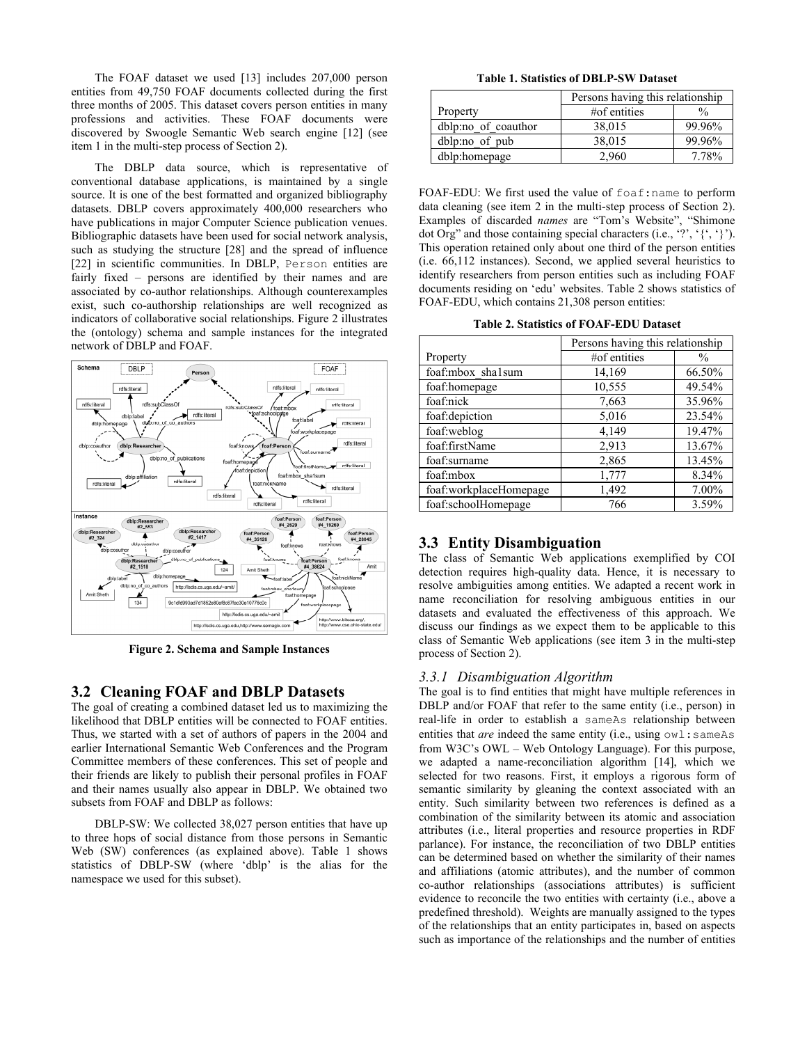The FOAF dataset we used [13] includes 207,000 person entities from 49,750 FOAF documents collected during the first three months of 2005. This dataset covers person entities in many professions and activities. These FOAF documents were discovered by Swoogle Semantic Web search engine [12] (see item 1 in the multi-step process of Section 2).

The DBLP data source, which is representative of conventional database applications, is maintained by a single source. It is one of the best formatted and organized bibliography datasets. DBLP covers approximately 400,000 researchers who have publications in major Computer Science publication venues. Bibliographic datasets have been used for social network analysis, such as studying the structure [28] and the spread of influence [22] in scientific communities. In DBLP, `Person` entities are fairly fixed – persons are identified by their names and are associated by co-author relationships. Although counterexamples exist, such co-authorship relationships are well recognized as indicators of collaborative social relationships. Figure 2 illustrates the (ontology) schema and sample instances for the integrated network of DBLP and FOAF.

**Figure 2. Schema and Sample Instances**

## 3.2 Cleaning FOAF and DBLP Datasets

The goal of creating a combined dataset led us to maximizing the likelihood that DBLP entities will be connected to FOAF entities. Thus, we started with a set of authors of papers in the 2004 and earlier International Semantic Web Conferences and the Program Committee members of these conferences. This set of people and their friends are likely to publish their personal profiles in FOAF and their names usually also appear in DBLP. We obtained two subsets from FOAF and DBLP as follows:

DBLP-SW: We collected 38,027 person entities that have up to three hops of social distance from those persons in Semantic Web (SW) conferences (as explained above). Table 1 shows statistics of DBLP-SW (where 'dblp' is the alias for the namespace we used for this subset).

**Table 1. Statistics of DBLP-SW Dataset**

| | Persons having this relationship | |
|---|---|---|
| Property | #of entities | % |
| dblp:no_of_coauthor | 38,015 | 99.96% |
| dblp:no_of_pub | 38,015 | 99.96% |
| dblp:homepage | 2,960 | 7.78% |

FOAF-EDU: We first used the value of `foaf:name` to perform data cleaning (see item 2 in the multi-step process of Section 2). Examples of discarded *names* are "Tom's Website", "Shimone dot Org" and those containing special characters (i.e., '?', '{', '}'). This operation retained only about one third of the person entities (i.e. 66,112 instances). Second, we applied several heuristics to identify researchers from person entities such as including FOAF documents residing on 'edu' websites. Table 2 shows statistics of FOAF-EDU, which contains 21,308 person entities:

**Table 2. Statistics of FOAF-EDU Dataset**

| | Persons having this relationship | |
|---|---|---|
| Property | #of entities | % |
| foaf:mbox_sha1sum | 14,169 | 66.50% |
| foaf:homepage | 10,555 | 49.54% |
| foaf:nick | 7,663 | 35.96% |
| foaf:depiction | 5,016 | 23.54% |
| foaf:weblog | 4,149 | 19.47% |
| foaf:firstName | 2,913 | 13.67% |
| foaf:surname | 2,865 | 13.45% |
| foaf:mbox | 1,777 | 8.34% |
| foaf:workplaceHomepage | 1,492 | 7.00% |
| foaf:schoolHomepage | 766 | 3.59% |

## 3.3 Entity Disambiguation

The class of Semantic Web applications exemplified by COI detection requires high-quality data. Hence, it is necessary to resolve ambiguities among entities. We adapted a recent work in name reconciliation for resolving ambiguous entities in our datasets and evaluated the effectiveness of this approach. We discuss our findings as we expect them to be applicable to this class of Semantic Web applications (see item 3 in the multi-step process of Section 2).

### 3.3.1 Disambiguation Algorithm

The goal is to find entities that might have multiple references in DBLP and/or FOAF that refer to the same entity (i.e., person) in real-life in order to establish a `sameAs` relationship between entities that *are* indeed the same entity (i.e., using `owl:sameAs` from W3C's OWL – Web Ontology Language). For this purpose, we adapted a name-reconciliation algorithm [14], which we selected for two reasons. First, it employs a rigorous form of semantic similarity by gleaning the context associated with an entity. Such similarity between two references is defined as a combination of the similarity between its atomic and association attributes (i.e., literal properties and resource properties in RDF parlance). For instance, the reconciliation of two DBLP entities can be determined based on whether the similarity of their names and affiliations (atomic attributes), and the number of common co-author relationships (associations attributes) is sufficient evidence to reconcile the two entities with certainty (i.e., above a predefined threshold). Weights are manually assigned to the types of the relationships that an entity participates in, based on aspects such as importance of the relationships and the number of entities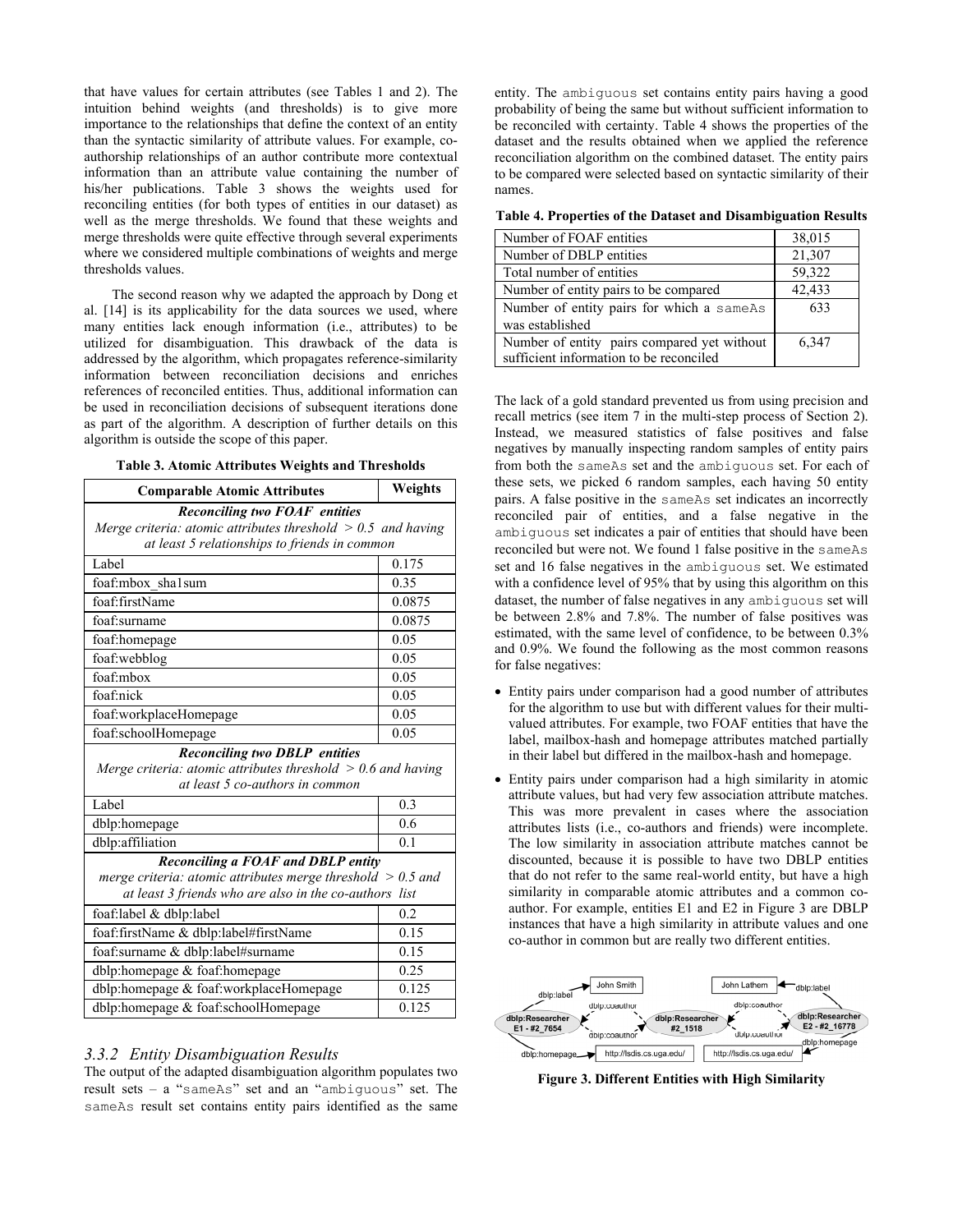that have values for certain attributes (see Tables 1 and 2). The intuition behind weights (and thresholds) is to give more importance to the relationships that define the context of an entity than the syntactic similarity of attribute values. For example, co-authorship relationships of an author contribute more contextual information than an attribute value containing the number of his/her publications. Table 3 shows the weights used for reconciling entities (for both types of entities in our dataset) as well as the merge thresholds. We found that these weights and merge thresholds were quite effective through several experiments where we considered multiple combinations of weights and merge thresholds values.

The second reason why we adapted the approach by Dong et al. [14] is its applicability for the data sources we used, where many entities lack enough information (i.e., attributes) to be utilized for disambiguation. This drawback of the data is addressed by the algorithm, which propagates reference-similarity information between reconciliation decisions and enriches references of reconciled entities. Thus, additional information can be used in reconciliation decisions of subsequent iterations done as part of the algorithm. A description of further details on this algorithm is outside the scope of this paper.

**Table 3. Atomic Attributes Weights and Thresholds**

| Comparable Atomic Attributes | Weights |
|---|---|
| ***Reconciling two FOAF entities*** *Merge criteria: atomic attributes threshold > 0.5 and having at least 5 relationships to friends in common* | |
| Label | 0.175 |
| foaf:mbox_sha1sum | 0.35 |
| foaf:firstName | 0.0875 |
| foaf:surname | 0.0875 |
| foaf:homepage | 0.05 |
| foaf:webblog | 0.05 |
| foaf:mbox | 0.05 |
| foaf:nick | 0.05 |
| foaf:workplaceHomepage | 0.05 |
| foaf:schoolHomepage | 0.05 |
| ***Reconciling two DBLP entities*** *Merge criteria: atomic attributes threshold > 0.6 and having at least 5 co-authors in common* | |
| Label | 0.3 |
| dblp:homepage | 0.6 |
| dblp:affiliation | 0.1 |
| ***Reconciling a FOAF and DBLP entity*** *merge criteria: atomic attributes merge threshold > 0.5 and at least 3 friends who are also in the co-authors list* | |
| foaf:label & dblp:label | 0.2 |
| foaf:firstName & dblp:label#firstName | 0.15 |
| foaf:surname & dblp:label#surname | 0.15 |
| dblp:homepage & foaf:homepage | 0.25 |
| dblp:homepage & foaf:workplaceHomepage | 0.125 |
| dblp:homepage & foaf:schoolHomepage | 0.125 |

### *3.3.2 Entity Disambiguation Results*

The output of the adapted disambiguation algorithm populates two result sets – a "sameAs" set and an "ambiguous" set. The sameAs result set contains entity pairs identified as the same entity. The ambiguous set contains entity pairs having a good probability of being the same but without sufficient information to be reconciled with certainty. Table 4 shows the properties of the dataset and the results obtained when we applied the reference reconciliation algorithm on the combined dataset. The entity pairs to be compared were selected based on syntactic similarity of their names.

**Table 4. Properties of the Dataset and Disambiguation Results**

| | |
|---|---|
| Number of FOAF entities | 38,015 |
| Number of DBLP entities | 21,307 |
| Total number of entities | 59,322 |
| Number of entity pairs to be compared | 42,433 |
| Number of entity pairs for which a sameAs was established | 633 |
| Number of entity pairs compared yet without sufficient information to be reconciled | 6,347 |

The lack of a gold standard prevented us from using precision and recall metrics (see item 7 in the multi-step process of Section 2). Instead, we measured statistics of false positives and false negatives by manually inspecting random samples of entity pairs from both the sameAs set and the ambiguous set. For each of these sets, we picked 6 random samples, each having 50 entity pairs. A false positive in the sameAs set indicates an incorrectly reconciled pair of entities, and a false negative in the ambiguous set indicates a pair of entities that should have been reconciled but were not. We found 1 false positive in the sameAs set and 16 false negatives in the ambiguous set. We estimated with a confidence level of 95% that by using this algorithm on this dataset, the number of false negatives in any ambiguous set will be between 2.8% and 7.8%. The number of false positives was estimated, with the same level of confidence, to be between 0.3% and 0.9%. We found the following as the most common reasons for false negatives:

- Entity pairs under comparison had a good number of attributes for the algorithm to use but with different values for their multi-valued attributes. For example, two FOAF entities that have the label, mailbox-hash and homepage attributes matched partially in their label but differed in the mailbox-hash and homepage.
- Entity pairs under comparison had a high similarity in atomic attribute values, but had very few association attribute matches. This was more prevalent in cases where the association attributes lists (i.e., co-authors and friends) were incomplete. The low similarity in association attribute matches cannot be discounted, because it is possible to have two DBLP entities that do not refer to the same real-world entity, but have a high similarity in comparable atomic attributes and a common co-author. For example, entities E1 and E2 in Figure 3 are DBLP instances that have a high similarity in attribute values and one co-author in common but are really two different entities.

**Figure 3. Different Entities with High Similarity**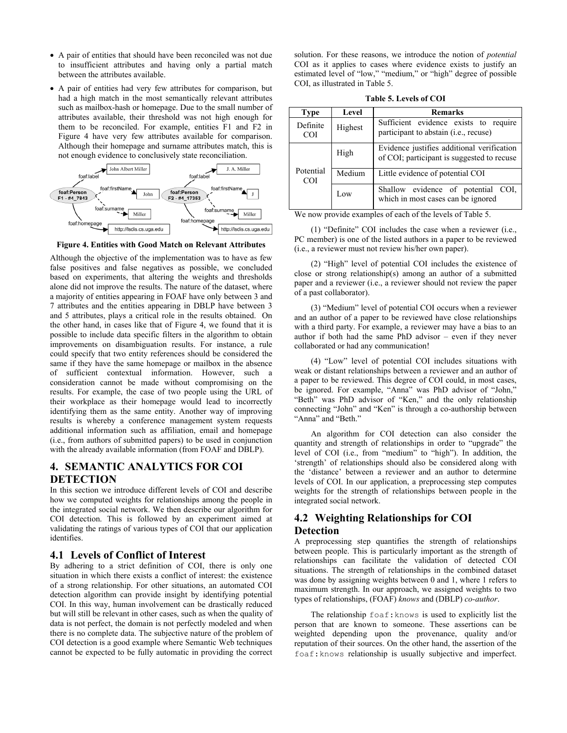- A pair of entities that should have been reconciled was not due to insufficient attributes and having only a partial match between the attributes available.
- A pair of entities had very few attributes for comparison, but had a high match in the most semantically relevant attributes such as mailbox-hash or homepage. Due to the small number of attributes available, their threshold was not high enough for them to be reconciled. For example, entities F1 and F2 in Figure 4 have very few attributes available for comparison. Although their homepage and surname attributes match, this is not enough evidence to conclusively state reconciliation.

**Figure 4. Entities with Good Match on Relevant Attributes**

Although the objective of the implementation was to have as few false positives and false negatives as possible, we concluded based on experiments, that altering the weights and thresholds alone did not improve the results. The nature of the dataset, where a majority of entities appearing in FOAF have only between 3 and 7 attributes and the entities appearing in DBLP have between 3 and 5 attributes, plays a critical role in the results obtained. On the other hand, in cases like that of Figure 4, we found that it is possible to include data specific filters in the algorithm to obtain improvements on disambiguation results. For instance, a rule could specify that two entity references should be considered the same if they have the same homepage or mailbox in the absence of sufficient contextual information. However, such a consideration cannot be made without compromising on the results. For example, the case of two people using the URL of their workplace as their homepage would lead to incorrectly identifying them as the same entity. Another way of improving results is whereby a conference management system requests additional information such as affiliation, email and homepage (i.e., from authors of submitted papers) to be used in conjunction with the already available information (from FOAF and DBLP).

# 4. SEMANTIC ANALYTICS FOR COI DETECTION

In this section we introduce different levels of COI and describe how we computed weights for relationships among the people in the integrated social network. We then describe our algorithm for COI detection. This is followed by an experiment aimed at validating the ratings of various types of COI that our application identifies.

## 4.1 Levels of Conflict of Interest

By adhering to a strict definition of COI, there is only one situation in which there exists a conflict of interest: the existence of a strong relationship. For other situations, an automated COI detection algorithm can provide insight by identifying potential COI. In this way, human involvement can be drastically reduced but will still be relevant in other cases, such as when the quality of data is not perfect, the domain is not perfectly modeled and when there is no complete data. The subjective nature of the problem of COI detection is a good example where Semantic Web techniques cannot be expected to be fully automatic in providing the correct solution. For these reasons, we introduce the notion of *potential* COI as it applies to cases where evidence exists to justify an estimated level of "low," "medium," or "high" degree of possible COI, as illustrated in Table 5.

**Table 5. Levels of COI**

| Type | Level | Remarks |
|---|---|---|
| Definite COI | Highest | Sufficient evidence exists to require participant to abstain (i.e., recuse) |
| Potential COI | High | Evidence justifies additional verification of COI; participant is suggested to recuse |
| | Medium | Little evidence of potential COI |
| | Low | Shallow evidence of potential COI, which in most cases can be ignored |

We now provide examples of each of the levels of Table 5.

(1) "Definite" COI includes the case when a reviewer (i.e., PC member) is one of the listed authors in a paper to be reviewed (i.e., a reviewer must not review his/her own paper).

(2) "High" level of potential COI includes the existence of close or strong relationship(s) among an author of a submitted paper and a reviewer (i.e., a reviewer should not review the paper of a past collaborator).

(3) "Medium" level of potential COI occurs when a reviewer and an author of a paper to be reviewed have close relationships with a third party. For example, a reviewer may have a bias to an author if both had the same PhD advisor – even if they never collaborated or had any communication!

(4) "Low" level of potential COI includes situations with weak or distant relationships between a reviewer and an author of a paper to be reviewed. This degree of COI could, in most cases, be ignored. For example, "Anna" was PhD advisor of "John," "Beth" was PhD advisor of "Ken," and the only relationship connecting "John" and "Ken" is through a co-authorship between "Anna" and "Beth."

An algorithm for COI detection can also consider the quantity and strength of relationships in order to "upgrade" the level of COI (i.e., from "medium" to "high"). In addition, the 'strength' of relationships should also be considered along with the 'distance' between a reviewer and an author to determine levels of COI. In our application, a preprocessing step computes weights for the strength of relationships between people in the integrated social network.

## 4.2 Weighting Relationships for COI Detection

A preprocessing step quantifies the strength of relationships between people. This is particularly important as the strength of relationships can facilitate the validation of detected COI situations. The strength of relationships in the combined dataset was done by assigning weights between 0 and 1, where 1 refers to maximum strength. In our approach, we assigned weights to two types of relationships, (FOAF) *knows* and (DBLP) *co-author*.

The relationship `foaf:knows` is used to explicitly list the person that are known to someone. These assertions can be weighted depending upon the provenance, quality and/or reputation of their sources. On the other hand, the assertion of the `foaf:knows` relationship is usually subjective and imperfect.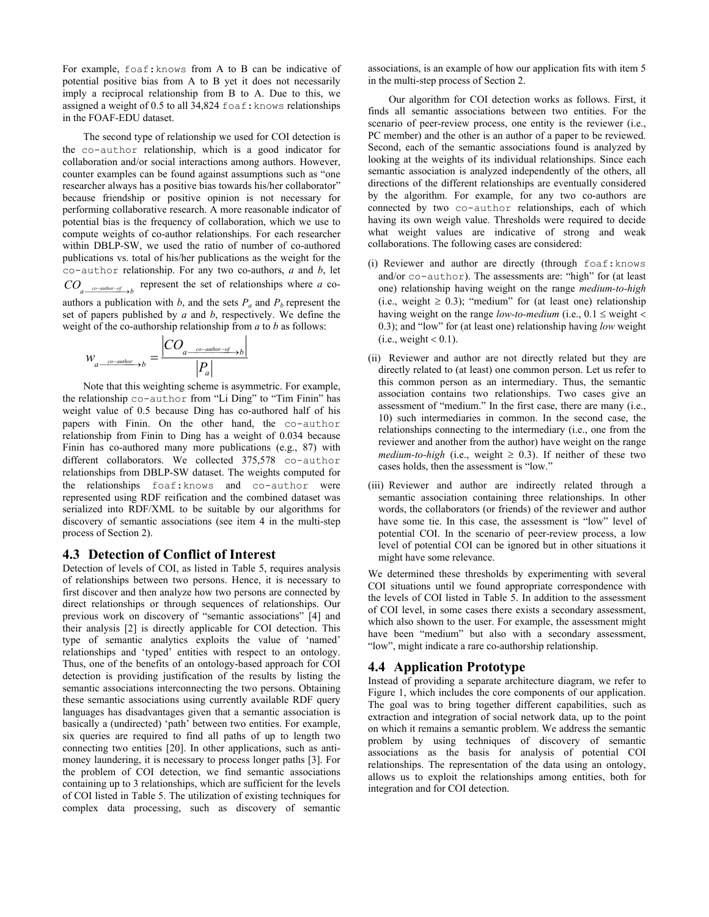For example, `foaf:knows` from A to B can be indicative of potential positive bias from A to B yet it does not necessarily imply a reciprocal relationship from B to A. Due to this, we assigned a weight of 0.5 to all 34,824 `foaf:knows` relationships in the FOAF-EDU dataset.

The second type of relationship we used for COI detection is the `co-author` relationship, which is a good indicator for collaboration and/or social interactions among authors. However, counter examples can be found against assumptions such as "one researcher always has a positive bias towards his/her collaborator" because friendship or positive opinion is not necessary for performing collaborative research. A more reasonable indicator of potential bias is the frequency of collaboration, which we use to compute weights of co-author relationships. For each researcher within DBLP-SW, we used the ratio of number of co-authored publications vs. total of his/her publications as the weight for the `co-author` relationship. For any two co-authors, *a* and *b*, let $CO_{a \xrightarrow{co-author-of} b}$ represent the set of relationships where *a* co-authors a publication with *b*, and the sets $P_a$ and $P_b$ represent the set of papers published by *a* and *b*, respectively. We define the weight of the co-authorship relationship from *a* to *b* as follows:

$$w_{a \xrightarrow{co-author} b} = \frac{\left| CO_{a \xrightarrow{co-author-of} b} \right|}{\left| P_a \right|}$$

Note that this weighting scheme is asymmetric. For example, the relationship `co-author` from "Li Ding" to "Tim Finin" has weight value of 0.5 because Ding has co-authored half of his papers with Finin. On the other hand, the `co-author` relationship from Finin to Ding has a weight of 0.034 because Finin has co-authored many more publications (e.g., 87) with different collaborators. We collected 375,578 `co-author` relationships from DBLP-SW dataset. The weights computed for the relationships `foaf:knows` and `co-author` were represented using RDF reification and the combined dataset was serialized into RDF/XML to be suitable by our algorithms for discovery of semantic associations (see item 4 in the multi-step process of Section 2).

## 4.3 Detection of Conflict of Interest

Detection of levels of COI, as listed in Table 5, requires analysis of relationships between two persons. Hence, it is necessary to first discover and then analyze how two persons are connected by direct relationships or through sequences of relationships. Our previous work on discovery of "semantic associations" [4] and their analysis [2] is directly applicable for COI detection. This type of semantic analytics exploits the value of 'named' relationships and 'typed' entities with respect to an ontology. Thus, one of the benefits of an ontology-based approach for COI detection is providing justification of the results by listing the semantic associations interconnecting the two persons. Obtaining these semantic associations using currently available RDF query languages has disadvantages given that a semantic association is basically a (undirected) 'path' between two entities. For example, six queries are required to find all paths of up to length two connecting two entities [20]. In other applications, such as anti-money laundering, it is necessary to process longer paths [3]. For the problem of COI detection, we find semantic associations containing up to 3 relationships, which are sufficient for the levels of COI listed in Table 5. The utilization of existing techniques for complex data processing, such as discovery of semantic associations, is an example of how our application fits with item 5 in the multi-step process of Section 2.

Our algorithm for COI detection works as follows. First, it finds all semantic associations between two entities. For the scenario of peer-review process, one entity is the reviewer (i.e., PC member) and the other is an author of a paper to be reviewed. Second, each of the semantic associations found is analyzed by looking at the weights of its individual relationships. Since each semantic association is analyzed independently of the others, all directions of the different relationships are eventually considered by the algorithm. For example, for any two co-authors are connected by two `co-author` relationships, each of which having its own weigh value. Thresholds were required to decide what weight values are indicative of strong and weak collaborations. The following cases are considered:

(i) Reviewer and author are directly (through `foaf:knows` and/or `co-author`). The assessments are: "high" for (at least one) relationship having weight on the range *medium-to-high* (i.e., weight $\geq$ 0.3); "medium" for (at least one) relationship having weight on the range *low-to-medium* (i.e., 0.1 $\leq$ weight < 0.3); and "low" for (at least one) relationship having *low* weight (i.e., weight < 0.1).

(ii) Reviewer and author are not directly related but they are directly related to (at least) one common person. Let us refer to this common person as an intermediary. Thus, the semantic association contains two relationships. Two cases give an assessment of "medium." In the first case, there are many (i.e., 10) such intermediaries in common. In the second case, the relationships connecting to the intermediary (i.e., one from the reviewer and another from the author) have weight on the range *medium-to-high* (i.e., weight $\geq$ 0.3). If neither of these two cases holds, then the assessment is "low."

(iii) Reviewer and author are indirectly related through a semantic association containing three relationships. In other words, the collaborators (or friends) of the reviewer and author have some tie. In this case, the assessment is "low" level of potential COI. In the scenario of peer-review process, a low level of potential COI can be ignored but in other situations it might have some relevance.

We determined these thresholds by experimenting with several COI situations until we found appropriate correspondence with the levels of COI listed in Table 5. In addition to the assessment of COI level, in some cases there exists a secondary assessment, which also shown to the user. For example, the assessment might have been "medium" but also with a secondary assessment, "low", might indicate a rare co-authorship relationship.

## 4.4 Application Prototype

Instead of providing a separate architecture diagram, we refer to Figure 1, which includes the core components of our application. The goal was to bring together different capabilities, such as extraction and integration of social network data, up to the point on which it remains a semantic problem. We address the semantic problem by using techniques of discovery of semantic associations as the basis for analysis of potential COI relationships. The representation of the data using an ontology, allows us to exploit the relationships among entities, both for integration and for COI detection.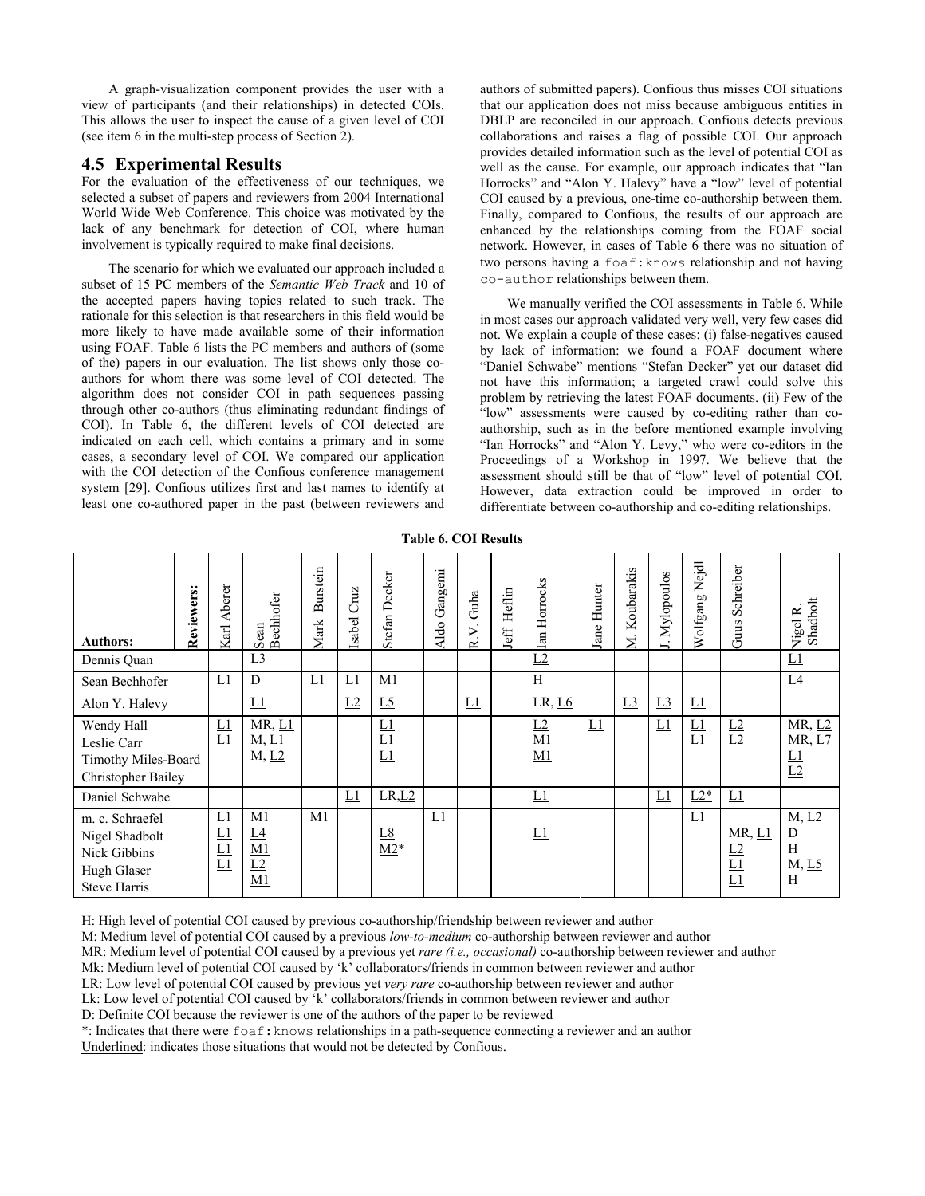A graph-visualization component provides the user with a view of participants (and their relationships) in detected COIs. This allows the user to inspect the cause of a given level of COI (see item 6 in the multi-step process of Section 2).

## 4.5 Experimental Results

For the evaluation of the effectiveness of our techniques, we selected a subset of papers and reviewers from 2004 International World Wide Web Conference. This choice was motivated by the lack of any benchmark for detection of COI, where human involvement is typically required to make final decisions.

The scenario for which we evaluated our approach included a subset of 15 PC members of the *Semantic Web Track* and 10 of the accepted papers having topics related to such track. The rationale for this selection is that researchers in this field would be more likely to have made available some of their information using FOAF. Table 6 lists the PC members and authors of (some of the) papers in our evaluation. The list shows only those co-authors for whom there was some level of COI detected. The algorithm does not consider COI in path sequences passing through other co-authors (thus eliminating redundant findings of COI). In Table 6, the different levels of COI detected are indicated on each cell, which contains a primary and in some cases, a secondary level of COI. We compared our application with the COI detection of the Confious conference management system [29]. Confious utilizes first and last names to identify at least one co-authored paper in the past (between reviewers and authors of submitted papers). Confious thus misses COI situations that our application does not miss because ambiguous entities in DBLP are reconciled in our approach. Confious detects previous collaborations and raises a flag of possible COI. Our approach provides detailed information such as the level of potential COI as well as the cause. For example, our approach indicates that "Ian Horrocks" and "Alon Y. Halevy" have a "low" level of potential COI caused by a previous, one-time co-authorship between them. Finally, compared to Confious, the results of our approach are enhanced by the relationships coming from the FOAF social network. However, in cases of Table 6 there was no situation of two persons having a `foaf:knows` relationship and not having `co-author` relationships between them.

We manually verified the COI assessments in Table 6. While in most cases our approach validated very well, very few cases did not. We explain a couple of these cases: (i) false-negatives caused by lack of information: we found a FOAF document where "Daniel Schwabe" mentions "Stefan Decker" yet our dataset did not have this information; a targeted crawl could solve this problem by retrieving the latest FOAF documents. (ii) Few of the "low" assessments were caused by co-editing rather than co-authorship, such as in the before mentioned example involving "Ian Horrocks" and "Alon Y. Levy," who were co-editors in the Proceedings of a Workshop in 1997. We believe that the assessment should still be that of "low" level of potential COI. However, data extraction could be improved in order to differentiate between co-authorship and co-editing relationships.

**Table 6. COI Results**

| **Authors:** | **Reviewers:** | Karl Aberer | Sean Bechhofer | Mark Burstein | Isabel Cruz | Stefan Decker | Aldo Gangemi | R.V. Guha | Jeff Heflin | Ian Horrocks | Jane Hunter | M. Koubarakis | J. Mylopoulos | Wolfgang Nejdl | Guus Schreiber | Nigel R. Shadbolt |
|---|---|---|---|---|---|---|---|---|---|---|---|---|---|---|---|---|
| Dennis Quan | | | L3 | | | | | | | <u>L2</u> | | | | | | <u>L1</u> |
| Sean Bechhofer | | <u>L1</u> | D | <u>L1</u> | <u>L1</u> | <u>M1</u> | | | | H | | | | | | <u>L4</u> |
| Alon Y. Halevy | | | <u>L1</u> | | <u>L2</u> | <u>L5</u> | | <u>L1</u> | | LR, <u>L6</u> | | <u>L3</u> | <u>L3</u> | <u>L1</u> | | |
| Wendy Hall<br>Leslie Carr<br>Timothy Miles-Board<br>Christopher Bailey | | <u>L1</u><br><u>L1</u> | MR, <u>L1</u><br>M, <u>L1</u><br>M, <u>L2</u> | | | <u>L1</u><br><u>L1</u><br><u>L1</u> | | | | <u>L2</u><br><u>M1</u><br><u>M1</u> | <u>L1</u> | | <u>L1</u> | <u>L1</u><br><u>L1</u> | <u>L2</u><br><u>L2</u> | MR, <u>L2</u><br>MR, <u>L7</u><br><u>L1</u><br><u>L2</u> |
| Daniel Schwabe | | | | | <u>L1</u> | LR,<u>L2</u> | | | | <u>L1</u> | | | <u>L1</u> | <u>L2</u>* | <u>L1</u> | |
| m. c. Schraefel<br>Nigel Shadbolt<br>Nick Gibbins<br>Hugh Glaser<br>Steve Harris | | <u>L1</u><br><u>L1</u><br><u>L1</u><br><u>L1</u> | <u>M1</u><br><u>L4</u><br><u>M1</u><br><u>L2</u><br><u>M1</u> | <u>M1</u> | | <u>L8</u><br><u>M2</u>* | <u>L1</u> | | | <u>L1</u> | | | | <u>L1</u> | MR, <u>L1</u><br><u>L2</u><br><u>L1</u><br><u>L1</u> | M, <u>L2</u><br>D<br>H<br>M, <u>L5</u><br>H |

H: High level of potential COI caused by previous co-authorship/friendship between reviewer and author

M: Medium level of potential COI caused by a previous *low-to-medium* co-authorship between reviewer and author

MR: Medium level of potential COI caused by a previous yet *rare (i.e., occasional)* co-authorship between reviewer and author

Mk: Medium level of potential COI caused by 'k' collaborators/friends in common between reviewer and author

LR: Low level of potential COI caused by previous yet *very rare* co-authorship between reviewer and author

Lk: Low level of potential COI caused by 'k' collaborators/friends in common between reviewer and author

D: Definite COI because the reviewer is one of the authors of the paper to be reviewed

*: Indicates that there were `foaf:knows` relationships in a path-sequence connecting a reviewer and an author

<u>Underlined</u>: indicates those situations that would not be detected by Confious.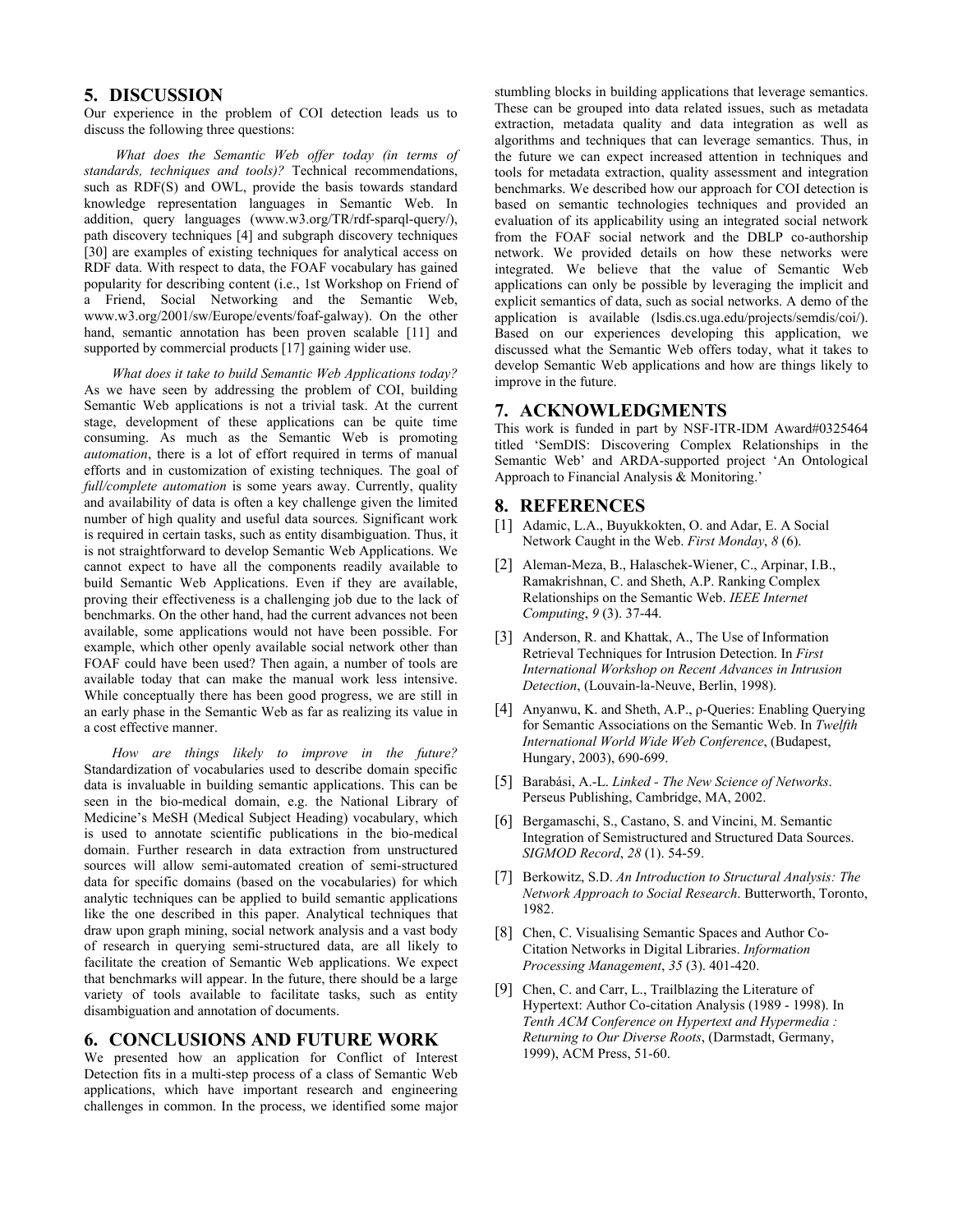## 5. DISCUSSION

Our experience in the problem of COI detection leads us to discuss the following three questions:

*What does the Semantic Web offer today (in terms of standards, techniques and tools)?* Technical recommendations, such as RDF(S) and OWL, provide the basis towards standard knowledge representation languages in Semantic Web. In addition, query languages (www.w3.org/TR/rdf-sparql-query/), path discovery techniques [4] and subgraph discovery techniques [30] are examples of existing techniques for analytical access on RDF data. With respect to data, the FOAF vocabulary has gained popularity for describing content (i.e., 1st Workshop on Friend of a Friend, Social Networking and the Semantic Web, www.w3.org/2001/sw/Europe/events/foaf-galway). On the other hand, semantic annotation has been proven scalable [11] and supported by commercial products [17] gaining wider use.

*What does it take to build Semantic Web Applications today?* As we have seen by addressing the problem of COI, building Semantic Web applications is not a trivial task. At the current stage, development of these applications can be quite time consuming. As much as the Semantic Web is promoting *automation*, there is a lot of effort required in terms of manual efforts and in customization of existing techniques. The goal of *full/complete automation* is some years away. Currently, quality and availability of data is often a key challenge given the limited number of high quality and useful data sources. Significant work is required in certain tasks, such as entity disambiguation. Thus, it is not straightforward to develop Semantic Web Applications. We cannot expect to have all the components readily available to build Semantic Web Applications. Even if they are available, proving their effectiveness is a challenging job due to the lack of benchmarks. On the other hand, had the current advances not been available, some applications would not have been possible. For example, which other openly available social network other than FOAF could have been used? Then again, a number of tools are available today that can make the manual work less intensive. While conceptually there has been good progress, we are still in an early phase in the Semantic Web as far as realizing its value in a cost effective manner.

*How are things likely to improve in the future?* Standardization of vocabularies used to describe domain specific data is invaluable in building semantic applications. This can be seen in the bio-medical domain, e.g. the National Library of Medicine's MeSH (Medical Subject Heading) vocabulary, which is used to annotate scientific publications in the bio-medical domain. Further research in data extraction from unstructured sources will allow semi-automated creation of semi-structured data for specific domains (based on the vocabularies) for which analytic techniques can be applied to build semantic applications like the one described in this paper. Analytical techniques that draw upon graph mining, social network analysis and a vast body of research in querying semi-structured data, are all likely to facilitate the creation of Semantic Web applications. We expect that benchmarks will appear. In the future, there should be a large variety of tools available to facilitate tasks, such as entity disambiguation and annotation of documents.

## 6. CONCLUSIONS AND FUTURE WORK

We presented how an application for Conflict of Interest Detection fits in a multi-step process of a class of Semantic Web applications, which have important research and engineering challenges in common. In the process, we identified some major stumbling blocks in building applications that leverage semantics. These can be grouped into data related issues, such as metadata extraction, metadata quality and data integration as well as algorithms and techniques that can leverage semantics. Thus, in the future we can expect increased attention in techniques and tools for metadata extraction, quality assessment and integration benchmarks. We described how our approach for COI detection is based on semantic technologies techniques and provided an evaluation of its applicability using an integrated social network from the FOAF social network and the DBLP co-authorship network. We provided details on how these networks were integrated. We believe that the value of Semantic Web applications can only be possible by leveraging the implicit and explicit semantics of data, such as social networks. A demo of the application is available (lsdis.cs.uga.edu/projects/semdis/coi/). Based on our experiences developing this application, we discussed what the Semantic Web offers today, what it takes to develop Semantic Web applications and how are things likely to improve in the future.

## 7. ACKNOWLEDGMENTS

This work is funded in part by NSF-ITR-IDM Award#0325464 titled 'SemDIS: Discovering Complex Relationships in the Semantic Web' and ARDA-supported project 'An Ontological Approach to Financial Analysis & Monitoring.'

## 8. REFERENCES

[1] Adamic, L.A., Buyukkokten, O. and Adar, E. A Social Network Caught in the Web. *First Monday*, *8* (6).

[2] Aleman-Meza, B., Halaschek-Wiener, C., Arpinar, I.B., Ramakrishnan, C. and Sheth, A.P. Ranking Complex Relationships on the Semantic Web. *IEEE Internet Computing*, *9* (3). 37-44.

[3] Anderson, R. and Khattak, A., The Use of Information Retrieval Techniques for Intrusion Detection. In *First International Workshop on Recent Advances in Intrusion Detection*, (Louvain-la-Neuve, Berlin, 1998).

[4] Anyanwu, K. and Sheth, A.P., ρ-Queries: Enabling Querying for Semantic Associations on the Semantic Web. In *Twelfth International World Wide Web Conference*, (Budapest, Hungary, 2003), 690-699.

[5] Barabási, A.-L. *Linked - The New Science of Networks*. Perseus Publishing, Cambridge, MA, 2002.

[6] Bergamaschi, S., Castano, S. and Vincini, M. Semantic Integration of Semistructured and Structured Data Sources. *SIGMOD Record*, *28* (1). 54-59.

[7] Berkowitz, S.D. *An Introduction to Structural Analysis: The Network Approach to Social Research*. Butterworth, Toronto, 1982.

[8] Chen, C. Visualising Semantic Spaces and Author Co-Citation Networks in Digital Libraries. *Information Processing Management*, *35* (3). 401-420.

[9] Chen, C. and Carr, L., Trailblazing the Literature of Hypertext: Author Co-citation Analysis (1989 - 1998). In *Tenth ACM Conference on Hypertext and Hypermedia : Returning to Our Diverse Roots*, (Darmstadt, Germany, 1999), ACM Press, 51-60.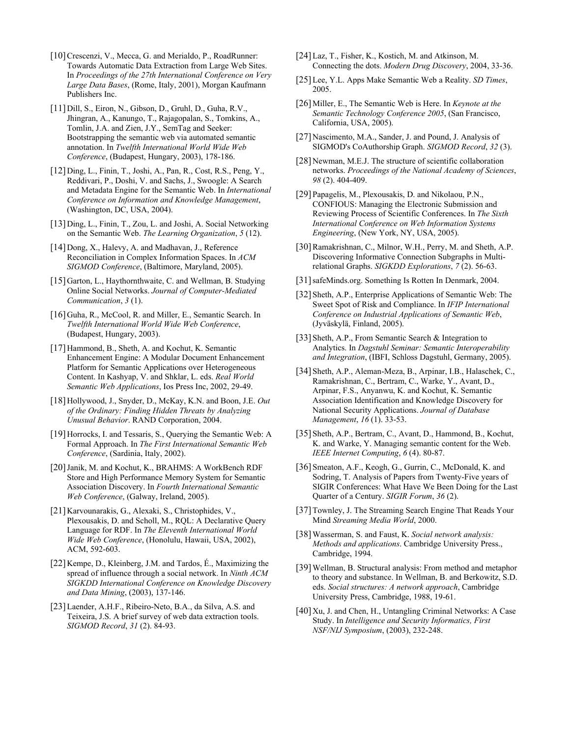[10] Crescenzi, V., Mecca, G. and Merialdo, P., RoadRunner: Towards Automatic Data Extraction from Large Web Sites. In *Proceedings of the 27th International Conference on Very Large Data Bases*, (Rome, Italy, 2001), Morgan Kaufmann Publishers Inc.

[11] Dill, S., Eiron, N., Gibson, D., Gruhl, D., Guha, R.V., Jhingran, A., Kanungo, T., Rajagopalan, S., Tomkins, A., Tomlin, J.A. and Zien, J.Y., SemTag and Seeker: Bootstrapping the semantic web via automated semantic annotation. In *Twelfth International World Wide Web Conference*, (Budapest, Hungary, 2003), 178-186.

[12] Ding, L., Finin, T., Joshi, A., Pan, R., Cost, R.S., Peng, Y., Reddivari, P., Doshi, V. and Sachs, J., Swoogle: A Search and Metadata Engine for the Semantic Web. In *International Conference on Information and Knowledge Management*, (Washington, DC, USA, 2004).

[13] Ding, L., Finin, T., Zou, L. and Joshi, A. Social Networking on the Semantic Web. *The Learning Organization*, *5* (12).

[14] Dong, X., Halevy, A. and Madhavan, J., Reference Reconciliation in Complex Information Spaces. In *ACM SIGMOD Conference*, (Baltimore, Maryland, 2005).

[15] Garton, L., Haythornthwaite, C. and Wellman, B. Studying Online Social Networks. *Journal of Computer-Mediated Communication*, *3* (1).

[16] Guha, R., McCool, R. and Miller, E., Semantic Search. In *Twelfth International World Wide Web Conference*, (Budapest, Hungary, 2003).

[17] Hammond, B., Sheth, A. and Kochut, K. Semantic Enhancement Engine: A Modular Document Enhancement Platform for Semantic Applications over Heterogeneous Content. In Kashyap, V. and Shklar, L. eds. *Real World Semantic Web Applications*, Ios Press Inc, 2002, 29-49.

[18] Hollywood, J., Snyder, D., McKay, K.N. and Boon, J.E. *Out of the Ordinary: Finding Hidden Threats by Analyzing Unusual Behavior*. RAND Corporation, 2004.

[19] Horrocks, I. and Tessaris, S., Querying the Semantic Web: A Formal Approach. In *The First International Semantic Web Conference*, (Sardinia, Italy, 2002).

[20] Janik, M. and Kochut, K., BRAHMS: A WorkBench RDF Store and High Performance Memory System for Semantic Association Discovery. In *Fourth International Semantic Web Conference*, (Galway, Ireland, 2005).

[21] Karvounarakis, G., Alexaki, S., Christophides, V., Plexousakis, D. and Scholl, M., RQL: A Declarative Query Language for RDF. In *The Eleventh International World Wide Web Conference*, (Honolulu, Hawaii, USA, 2002), ACM, 592-603.

[22] Kempe, D., Kleinberg, J.M. and Tardos, É., Maximizing the spread of influence through a social network. In *Ninth ACM SIGKDD International Conference on Knowledge Discovery and Data Mining*, (2003), 137-146.

[23] Laender, A.H.F., Ribeiro-Neto, B.A., da Silva, A.S. and Teixeira, J.S. A brief survey of web data extraction tools. *SIGMOD Record*, *31* (2). 84-93.

[24] Laz, T., Fisher, K., Kostich, M. and Atkinson, M. Connecting the dots. *Modern Drug Discovery*, 2004, 33-36.

[25] Lee, Y.L. Apps Make Semantic Web a Reality. *SD Times*, 2005.

[26] Miller, E., The Semantic Web is Here. In *Keynote at the Semantic Technology Conference 2005*, (San Francisco, California, USA, 2005).

[27] Nascimento, M.A., Sander, J. and Pound, J. Analysis of SIGMOD's CoAuthorship Graph. *SIGMOD Record*, *32* (3).

[28] Newman, M.E.J. The structure of scientific collaboration networks. *Proceedings of the National Academy of Sciences*, *98* (2). 404-409.

[29] Papagelis, M., Plexousakis, D. and Nikolaou, P.N., CONFIOUS: Managing the Electronic Submission and Reviewing Process of Scientific Conferences. In *The Sixth International Conference on Web Information Systems Engineering*, (New York, NY, USA, 2005).

[30] Ramakrishnan, C., Milnor, W.H., Perry, M. and Sheth, A.P. Discovering Informative Connection Subgraphs in Multi-relational Graphs. *SIGKDD Explorations*, *7* (2). 56-63.

[31] safeMinds.org. Something Is Rotten In Denmark, 2004.

[32] Sheth, A.P., Enterprise Applications of Semantic Web: The Sweet Spot of Risk and Compliance. In *IFIP International Conference on Industrial Applications of Semantic Web*, (Jyväskylä, Finland, 2005).

[33] Sheth, A.P., From Semantic Search & Integration to Analytics. In *Dagstuhl Seminar: Semantic Interoperability and Integration*, (IBFI, Schloss Dagstuhl, Germany, 2005).

[34] Sheth, A.P., Aleman-Meza, B., Arpinar, I.B., Halaschek, C., Ramakrishnan, C., Bertram, C., Warke, Y., Avant, D., Arpinar, F.S., Anyanwu, K. and Kochut, K. Semantic Association Identification and Knowledge Discovery for National Security Applications. *Journal of Database Management*, *16* (1). 33-53.

[35] Sheth, A.P., Bertram, C., Avant, D., Hammond, B., Kochut, K. and Warke, Y. Managing semantic content for the Web. *IEEE Internet Computing*, *6* (4). 80-87.

[36] Smeaton, A.F., Keogh, G., Gurrin, C., McDonald, K. and Sodring, T. Analysis of Papers from Twenty-Five years of SIGIR Conferences: What Have We Been Doing for the Last Quarter of a Century. *SIGIR Forum*, *36* (2).

[37] Townley, J. The Streaming Search Engine That Reads Your Mind *Streaming Media World*, 2000.

[38] Wasserman, S. and Faust, K. *Social network analysis: Methods and applications*. Cambridge University Press., Cambridge, 1994.

[39] Wellman, B. Structural analysis: From method and metaphor to theory and substance. In Wellman, B. and Berkowitz, S.D. eds. *Social structures: A network approach*, Cambridge University Press, Cambridge, 1988, 19-61.

[40] Xu, J. and Chen, H., Untangling Criminal Networks: A Case Study. In *Intelligence and Security Informatics, First NSF/NIJ Symposium*, (2003), 232-248.